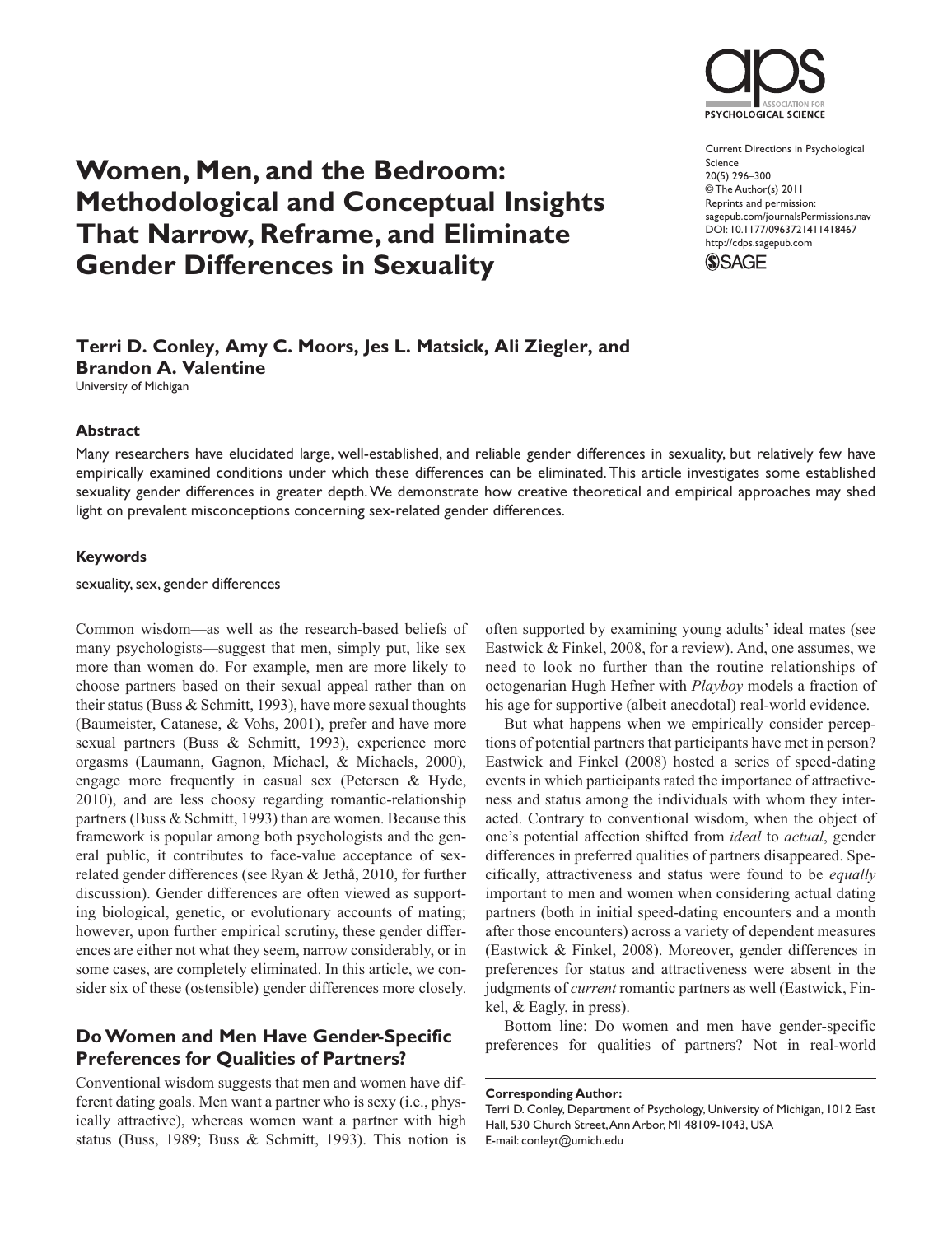# Women, Men, and the Bedroom: Methodological and Conceptual Insights That Narrow, Reframe, and Eliminate Gender Differences in Sexuality

Current Directions in Psychological Science
20(5) 296–300
© The Author(s) 2011
Reprints and permission: sagepub.com/journalsPermissions.nav
DOI: 10.1177/0963721411418467
http://cdps.sagepub.com

**Terri D. Conley, Amy C. Moors, Jes L. Matsick, Ali Ziegler, and Brandon A. Valentine**
University of Michigan

### Abstract

Many researchers have elucidated large, well-established, and reliable gender differences in sexuality, but relatively few have empirically examined conditions under which these differences can be eliminated. This article investigates some established sexuality gender differences in greater depth. We demonstrate how creative theoretical and empirical approaches may shed light on prevalent misconceptions concerning sex-related gender differences.

### Keywords

sexuality, sex, gender differences

Common wisdom—as well as the research-based beliefs of many psychologists—suggest that men, simply put, like sex more than women do. For example, men are more likely to choose partners based on their sexual appeal rather than on their status (Buss & Schmitt, 1993), have more sexual thoughts (Baumeister, Catanese, & Vohs, 2001), prefer and have more sexual partners (Buss & Schmitt, 1993), experience more orgasms (Laumann, Gagnon, Michael, & Michaels, 2000), engage more frequently in casual sex (Petersen & Hyde, 2010), and are less choosy regarding romantic-relationship partners (Buss & Schmitt, 1993) than are women. Because this framework is popular among both psychologists and the general public, it contributes to face-value acceptance of sex-related gender differences (see Ryan & Jethå, 2010, for further discussion). Gender differences are often viewed as supporting biological, genetic, or evolutionary accounts of mating; however, upon further empirical scrutiny, these gender differences are either not what they seem, narrow considerably, or in some cases, are completely eliminated. In this article, we consider six of these (ostensible) gender differences more closely.

## Do Women and Men Have Gender-Specific Preferences for Qualities of Partners?

Conventional wisdom suggests that men and women have different dating goals. Men want a partner who is sexy (i.e., physically attractive), whereas women want a partner with high status (Buss, 1989; Buss & Schmitt, 1993). This notion is often supported by examining young adults' ideal mates (see Eastwick & Finkel, 2008, for a review). And, one assumes, we need to look no further than the routine relationships of octogenarian Hugh Hefner with *Playboy* models a fraction of his age for supportive (albeit anecdotal) real-world evidence.

But what happens when we empirically consider perceptions of potential partners that participants have met in person? Eastwick and Finkel (2008) hosted a series of speed-dating events in which participants rated the importance of attractiveness and status among the individuals with whom they interacted. Contrary to conventional wisdom, when the object of one's potential affection shifted from *ideal* to *actual*, gender differences in preferred qualities of partners disappeared. Specifically, attractiveness and status were found to be *equally* important to men and women when considering actual dating partners (both in initial speed-dating encounters and a month after those encounters) across a variety of dependent measures (Eastwick & Finkel, 2008). Moreover, gender differences in preferences for status and attractiveness were absent in the judgments of *current* romantic partners as well (Eastwick, Finkel, & Eagly, in press).

Bottom line: Do women and men have gender-specific preferences for qualities of partners? Not in real-world

**Corresponding Author:**
Terri D. Conley, Department of Psychology, University of Michigan, 1012 East Hall, 530 Church Street, Ann Arbor, MI 48109-1043, USA
E-mail: conleyt@umich.edu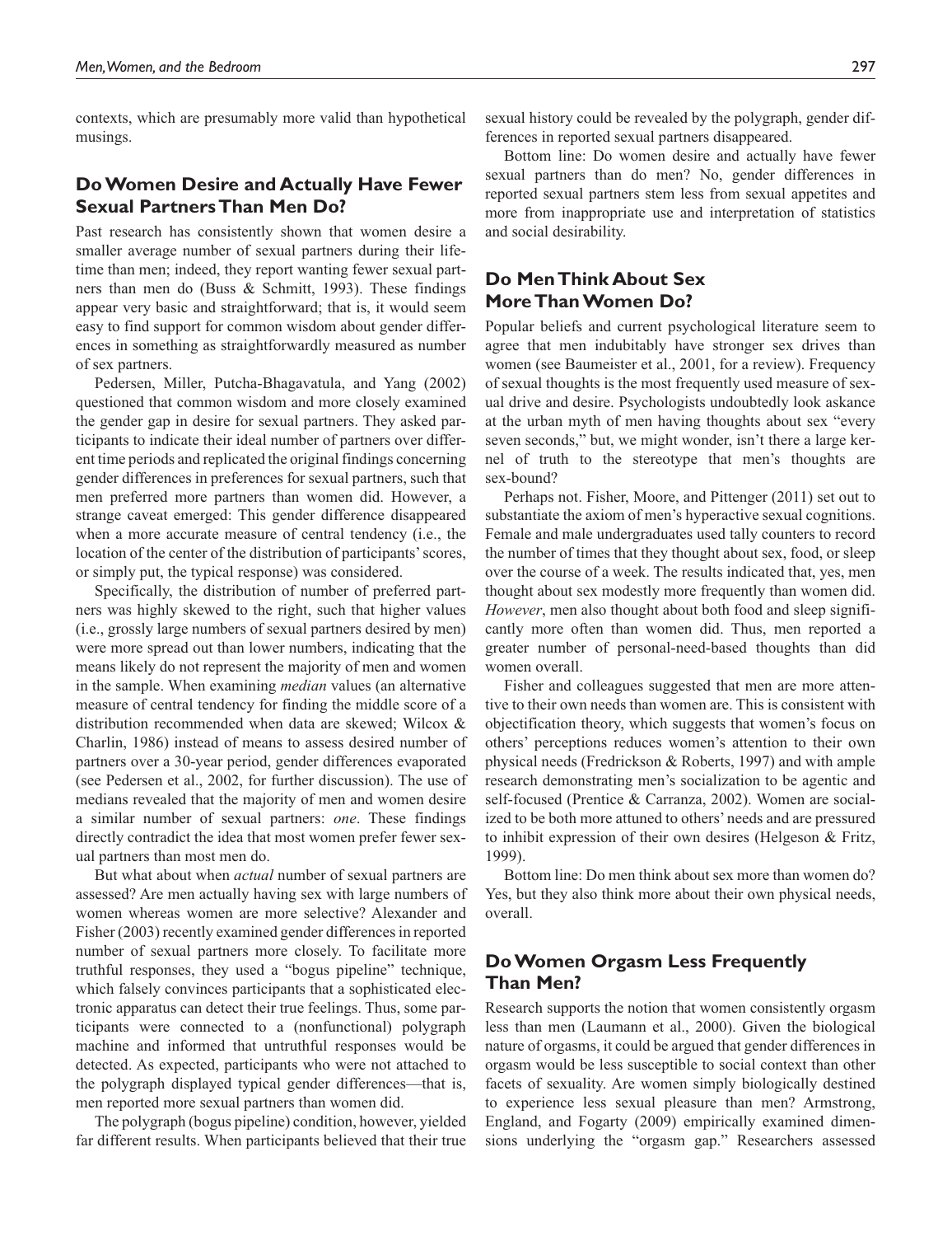contexts, which are presumably more valid than hypothetical musings.

## Do Women Desire and Actually Have Fewer Sexual Partners Than Men Do?

Past research has consistently shown that women desire a smaller average number of sexual partners during their lifetime than men; indeed, they report wanting fewer sexual partners than men do (Buss & Schmitt, 1993). These findings appear very basic and straightforward; that is, it would seem easy to find support for common wisdom about gender differences in something as straightforwardly measured as number of sex partners.

Pedersen, Miller, Putcha-Bhagavatula, and Yang (2002) questioned that common wisdom and more closely examined the gender gap in desire for sexual partners. They asked participants to indicate their ideal number of partners over different time periods and replicated the original findings concerning gender differences in preferences for sexual partners, such that men preferred more partners than women did. However, a strange caveat emerged: This gender difference disappeared when a more accurate measure of central tendency (i.e., the location of the center of the distribution of participants' scores, or simply put, the typical response) was considered.

Specifically, the distribution of number of preferred partners was highly skewed to the right, such that higher values (i.e., grossly large numbers of sexual partners desired by men) were more spread out than lower numbers, indicating that the means likely do not represent the majority of men and women in the sample. When examining *median* values (an alternative measure of central tendency for finding the middle score of a distribution recommended when data are skewed; Wilcox & Charlin, 1986) instead of means to assess desired number of partners over a 30-year period, gender differences evaporated (see Pedersen et al., 2002, for further discussion). The use of medians revealed that the majority of men and women desire a similar number of sexual partners: *one*. These findings directly contradict the idea that most women prefer fewer sexual partners than most men do.

But what about when *actual* number of sexual partners are assessed? Are men actually having sex with large numbers of women whereas women are more selective? Alexander and Fisher (2003) recently examined gender differences in reported number of sexual partners more closely. To facilitate more truthful responses, they used a "bogus pipeline" technique, which falsely convinces participants that a sophisticated electronic apparatus can detect their true feelings. Thus, some participants were connected to a (nonfunctional) polygraph machine and informed that untruthful responses would be detected. As expected, participants who were not attached to the polygraph displayed typical gender differences—that is, men reported more sexual partners than women did.

The polygraph (bogus pipeline) condition, however, yielded far different results. When participants believed that their true sexual history could be revealed by the polygraph, gender differences in reported sexual partners disappeared.

Bottom line: Do women desire and actually have fewer sexual partners than do men? No, gender differences in reported sexual partners stem less from sexual appetites and more from inappropriate use and interpretation of statistics and social desirability.

## Do Men Think About Sex More Than Women Do?

Popular beliefs and current psychological literature seem to agree that men indubitably have stronger sex drives than women (see Baumeister et al., 2001, for a review). Frequency of sexual thoughts is the most frequently used measure of sexual drive and desire. Psychologists undoubtedly look askance at the urban myth of men having thoughts about sex "every seven seconds," but, we might wonder, isn't there a large kernel of truth to the stereotype that men's thoughts are sex-bound?

Perhaps not. Fisher, Moore, and Pittenger (2011) set out to substantiate the axiom of men's hyperactive sexual cognitions. Female and male undergraduates used tally counters to record the number of times that they thought about sex, food, or sleep over the course of a week. The results indicated that, yes, men thought about sex modestly more frequently than women did. *However*, men also thought about both food and sleep significantly more often than women did. Thus, men reported a greater number of personal-need-based thoughts than did women overall.

Fisher and colleagues suggested that men are more attentive to their own needs than women are. This is consistent with objectification theory, which suggests that women's focus on others' perceptions reduces women's attention to their own physical needs (Fredrickson & Roberts, 1997) and with ample research demonstrating men's socialization to be agentic and self-focused (Prentice & Carranza, 2002). Women are socialized to be both more attuned to others' needs and are pressured to inhibit expression of their own desires (Helgeson & Fritz, 1999).

Bottom line: Do men think about sex more than women do? Yes, but they also think more about their own physical needs, overall.

## Do Women Orgasm Less Frequently Than Men?

Research supports the notion that women consistently orgasm less than men (Laumann et al., 2000). Given the biological nature of orgasms, it could be argued that gender differences in orgasm would be less susceptible to social context than other facets of sexuality. Are women simply biologically destined to experience less sexual pleasure than men? Armstrong, England, and Fogarty (2009) empirically examined dimensions underlying the "orgasm gap." Researchers assessed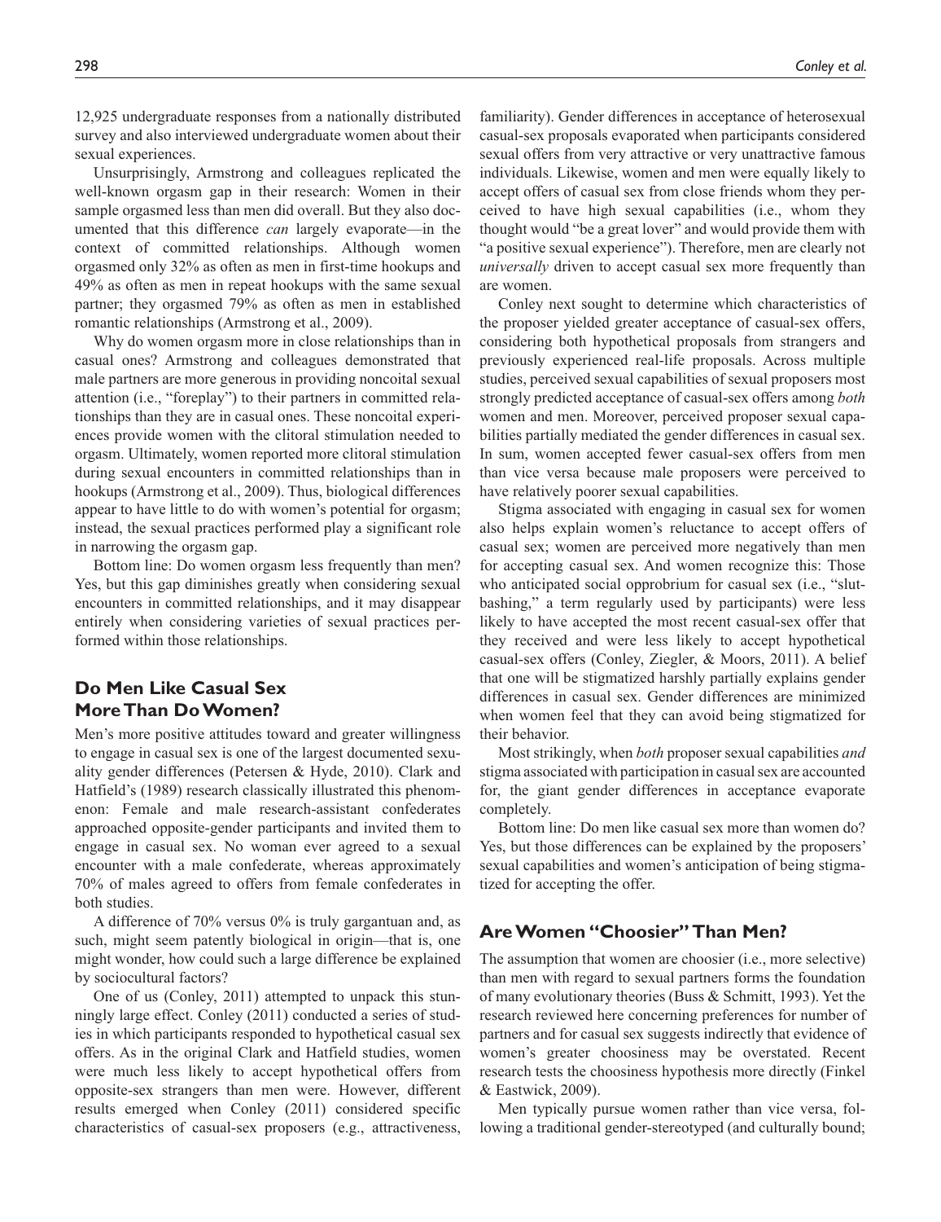12,925 undergraduate responses from a nationally distributed survey and also interviewed undergraduate women about their sexual experiences.

Unsurprisingly, Armstrong and colleagues replicated the well-known orgasm gap in their research: Women in their sample orgasmed less than men did overall. But they also documented that this difference *can* largely evaporate—in the context of committed relationships. Although women orgasmed only 32% as often as men in first-time hookups and 49% as often as men in repeat hookups with the same sexual partner; they orgasmed 79% as often as men in established romantic relationships (Armstrong et al., 2009).

Why do women orgasm more in close relationships than in casual ones? Armstrong and colleagues demonstrated that male partners are more generous in providing noncoital sexual attention (i.e., "foreplay") to their partners in committed relationships than they are in casual ones. These noncoital experiences provide women with the clitoral stimulation needed to orgasm. Ultimately, women reported more clitoral stimulation during sexual encounters in committed relationships than in hookups (Armstrong et al., 2009). Thus, biological differences appear to have little to do with women's potential for orgasm; instead, the sexual practices performed play a significant role in narrowing the orgasm gap.

Bottom line: Do women orgasm less frequently than men? Yes, but this gap diminishes greatly when considering sexual encounters in committed relationships, and it may disappear entirely when considering varieties of sexual practices performed within those relationships.

## Do Men Like Casual Sex More Than Do Women?

Men's more positive attitudes toward and greater willingness to engage in casual sex is one of the largest documented sexuality gender differences (Petersen & Hyde, 2010). Clark and Hatfield's (1989) research classically illustrated this phenomenon: Female and male research-assistant confederates approached opposite-gender participants and invited them to engage in casual sex. No woman ever agreed to a sexual encounter with a male confederate, whereas approximately 70% of males agreed to offers from female confederates in both studies.

A difference of 70% versus 0% is truly gargantuan and, as such, might seem patently biological in origin—that is, one might wonder, how could such a large difference be explained by sociocultural factors?

One of us (Conley, 2011) attempted to unpack this stunningly large effect. Conley (2011) conducted a series of studies in which participants responded to hypothetical casual sex offers. As in the original Clark and Hatfield studies, women were much less likely to accept hypothetical offers from opposite-sex strangers than men were. However, different results emerged when Conley (2011) considered specific characteristics of casual-sex proposers (e.g., attractiveness, familiarity). Gender differences in acceptance of heterosexual casual-sex proposals evaporated when participants considered sexual offers from very attractive or very unattractive famous individuals. Likewise, women and men were equally likely to accept offers of casual sex from close friends whom they perceived to have high sexual capabilities (i.e., whom they thought would "be a great lover" and would provide them with "a positive sexual experience"). Therefore, men are clearly not *universally* driven to accept casual sex more frequently than are women.

Conley next sought to determine which characteristics of the proposer yielded greater acceptance of casual-sex offers, considering both hypothetical proposals from strangers and previously experienced real-life proposals. Across multiple studies, perceived sexual capabilities of sexual proposers most strongly predicted acceptance of casual-sex offers among *both* women and men. Moreover, perceived proposer sexual capabilities partially mediated the gender differences in casual sex. In sum, women accepted fewer casual-sex offers from men than vice versa because male proposers were perceived to have relatively poorer sexual capabilities.

Stigma associated with engaging in casual sex for women also helps explain women's reluctance to accept offers of casual sex; women are perceived more negatively than men for accepting casual sex. And women recognize this: Those who anticipated social opprobrium for casual sex (i.e., "slut-bashing," a term regularly used by participants) were less likely to have accepted the most recent casual-sex offer that they received and were less likely to accept hypothetical casual-sex offers (Conley, Ziegler, & Moors, 2011). A belief that one will be stigmatized harshly partially explains gender differences in casual sex. Gender differences are minimized when women feel that they can avoid being stigmatized for their behavior.

Most strikingly, when *both* proposer sexual capabilities *and* stigma associated with participation in casual sex are accounted for, the giant gender differences in acceptance evaporate completely.

Bottom line: Do men like casual sex more than women do? Yes, but those differences can be explained by the proposers' sexual capabilities and women's anticipation of being stigmatized for accepting the offer.

## Are Women "Choosier" Than Men?

The assumption that women are choosier (i.e., more selective) than men with regard to sexual partners forms the foundation of many evolutionary theories (Buss & Schmitt, 1993). Yet the research reviewed here concerning preferences for number of partners and for casual sex suggests indirectly that evidence of women's greater choosiness may be overstated. Recent research tests the choosiness hypothesis more directly (Finkel & Eastwick, 2009).

Men typically pursue women rather than vice versa, following a traditional gender-stereotyped (and culturally bound;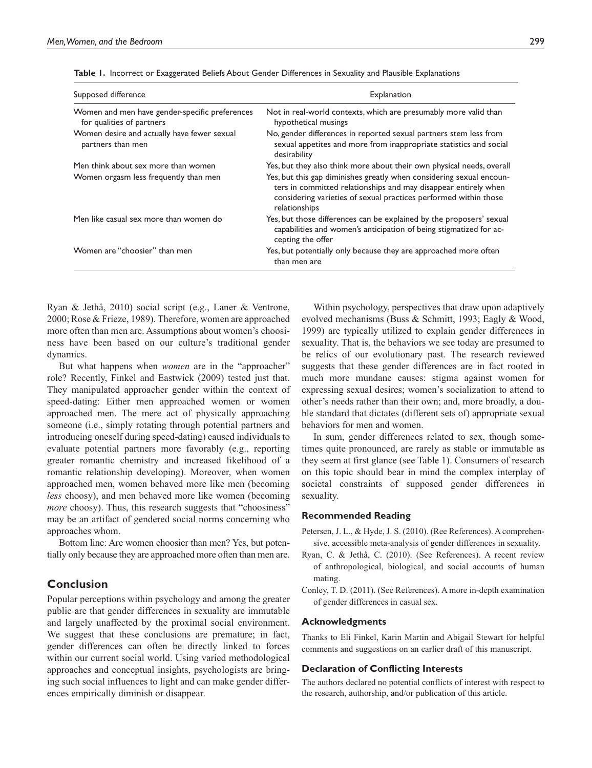**Table 1.** Incorrect or Exaggerated Beliefs About Gender Differences in Sexuality and Plausible Explanations

| Supposed difference | Explanation |
|---|---|
| Women and men have gender-specific preferences for qualities of partners | Not in real-world contexts, which are presumably more valid than hypothetical musings |
| Women desire and actually have fewer sexual partners than men | No, gender differences in reported sexual partners stem less from sexual appetites and more from inappropriate statistics and social desirability |
| Men think about sex more than women | Yes, but they also think more about their own physical needs, overall |
| Women orgasm less frequently than men | Yes, but this gap diminishes greatly when considering sexual encounters in committed relationships and may disappear entirely when considering varieties of sexual practices performed within those relationships |
| Men like casual sex more than women do | Yes, but those differences can be explained by the proposers' sexual capabilities and women's anticipation of being stigmatized for accepting the offer |
| Women are "choosier" than men | Yes, but potentially only because they are approached more often than men are |

Ryan & Jethå, 2010) social script (e.g., Laner & Ventrone, 2000; Rose & Frieze, 1989). Therefore, women are approached more often than men are. Assumptions about women's choosiness have been based on our culture's traditional gender dynamics.

But what happens when *women* are in the "approacher" role? Recently, Finkel and Eastwick (2009) tested just that. They manipulated approacher gender within the context of speed-dating: Either men approached women or women approached men. The mere act of physically approaching someone (i.e., simply rotating through potential partners and introducing oneself during speed-dating) caused individuals to evaluate potential partners more favorably (e.g., reporting greater romantic chemistry and increased likelihood of a romantic relationship developing). Moreover, when women approached men, women behaved more like men (becoming *less* choosy), and men behaved more like women (becoming *more* choosy). Thus, this research suggests that "choosiness" may be an artifact of gendered social norms concerning who approaches whom.

Bottom line: Are women choosier than men? Yes, but potentially only because they are approached more often than men are.

## Conclusion

Popular perceptions within psychology and among the greater public are that gender differences in sexuality are immutable and largely unaffected by the proximal social environment. We suggest that these conclusions are premature; in fact, gender differences can often be directly linked to forces within our current social world. Using varied methodological approaches and conceptual insights, psychologists are bringing such social influences to light and can make gender differences empirically diminish or disappear.

Within psychology, perspectives that draw upon adaptively evolved mechanisms (Buss & Schmitt, 1993; Eagly & Wood, 1999) are typically utilized to explain gender differences in sexuality. That is, the behaviors we see today are presumed to be relics of our evolutionary past. The research reviewed suggests that these gender differences are in fact rooted in much more mundane causes: stigma against women for expressing sexual desires; women's socialization to attend to other's needs rather than their own; and, more broadly, a double standard that dictates (different sets of) appropriate sexual behaviors for men and women.

In sum, gender differences related to sex, though sometimes quite pronounced, are rarely as stable or immutable as they seem at first glance (see Table 1). Consumers of research on this topic should bear in mind the complex interplay of societal constraints of supposed gender differences in sexuality.

### Recommended Reading

Petersen, J. L., & Hyde, J. S. (2010). (Ree References). A comprehensive, accessible meta-analysis of gender differences in sexuality.

Ryan, C. & Jethå, C. (2010). (See References). A recent review of anthropological, biological, and social accounts of human mating.

Conley, T. D. (2011). (See References). A more in-depth examination of gender differences in casual sex.

### Acknowledgments

Thanks to Eli Finkel, Karin Martin and Abigail Stewart for helpful comments and suggestions on an earlier draft of this manuscript.

### Declaration of Conflicting Interests

The authors declared no potential conflicts of interest with respect to the research, authorship, and/or publication of this article.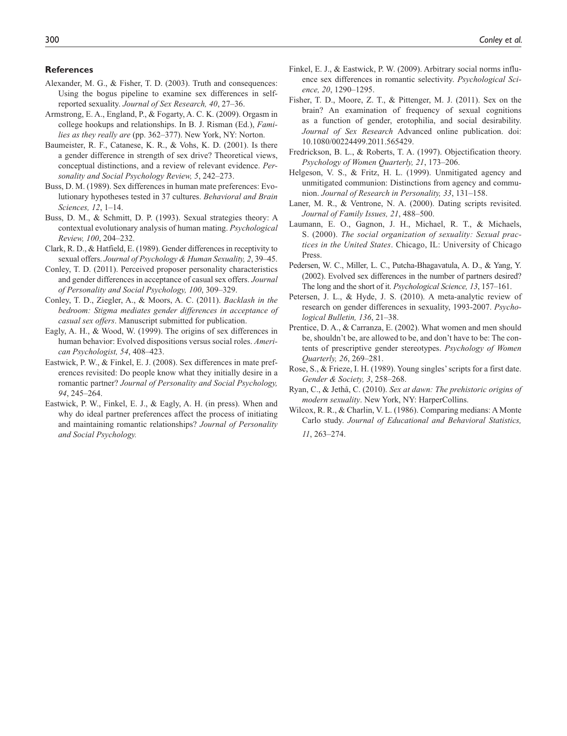## References

Alexander, M. G., & Fisher, T. D. (2003). Truth and consequences: Using the bogus pipeline to examine sex differences in self-reported sexuality. *Journal of Sex Research, 40*, 27–36.

Armstrong, E. A., England, P., & Fogarty, A. C. K. (2009). Orgasm in college hookups and relationships. In B. J. Risman (Ed.), *Families as they really are* (pp. 362–377). New York, NY: Norton.

Baumeister, R. F., Catanese, K. R., & Vohs, K. D. (2001). Is there a gender difference in strength of sex drive? Theoretical views, conceptual distinctions, and a review of relevant evidence. *Personality and Social Psychology Review, 5*, 242–273.

Buss, D. M. (1989). Sex differences in human mate preferences: Evolutionary hypotheses tested in 37 cultures. *Behavioral and Brain Sciences, 12*, 1–14.

Buss, D. M., & Schmitt, D. P. (1993). Sexual strategies theory: A contextual evolutionary analysis of human mating. *Psychological Review, 100*, 204–232.

Clark, R. D., & Hatfield, E. (1989). Gender differences in receptivity to sexual offers. *Journal of Psychology & Human Sexuality, 2*, 39–45.

Conley, T. D. (2011). Perceived proposer personality characteristics and gender differences in acceptance of casual sex offers. *Journal of Personality and Social Psychology, 100*, 309–329.

Conley, T. D., Ziegler, A., & Moors, A. C. (2011). *Backlash in the bedroom: Stigma mediates gender differences in acceptance of casual sex offers*. Manuscript submitted for publication.

Eagly, A. H., & Wood, W. (1999). The origins of sex differences in human behavior: Evolved dispositions versus social roles. *American Psychologist, 54*, 408–423.

Eastwick, P. W., & Finkel, E. J. (2008). Sex differences in mate preferences revisited: Do people know what they initially desire in a romantic partner? *Journal of Personality and Social Psychology, 94*, 245–264.

Eastwick, P. W., Finkel, E. J., & Eagly, A. H. (in press). When and why do ideal partner preferences affect the process of initiating and maintaining romantic relationships? *Journal of Personality and Social Psychology.*

Finkel, E. J., & Eastwick, P. W. (2009). Arbitrary social norms influence sex differences in romantic selectivity. *Psychological Science, 20*, 1290–1295.

Fisher, T. D., Moore, Z. T., & Pittenger, M. J. (2011). Sex on the brain? An examination of frequency of sexual cognitions as a function of gender, erotophilia, and social desirability. *Journal of Sex Research* Advanced online publication. doi: 10.1080/00224499.2011.565429.

Fredrickson, B. L., & Roberts, T. A. (1997). Objectification theory. *Psychology of Women Quarterly, 21*, 173–206.

Helgeson, V. S., & Fritz, H. L. (1999). Unmitigated agency and unmitigated communion: Distinctions from agency and communion. *Journal of Research in Personality, 33*, 131–158.

Laner, M. R., & Ventrone, N. A. (2000). Dating scripts revisited. *Journal of Family Issues, 21*, 488–500.

Laumann, E. O., Gagnon, J. H., Michael, R. T., & Michaels, S. (2000). *The social organization of sexuality: Sexual practices in the United States*. Chicago, IL: University of Chicago Press.

Pedersen, W. C., Miller, L. C., Putcha-Bhagavatula, A. D., & Yang, Y. (2002). Evolved sex differences in the number of partners desired? The long and the short of it. *Psychological Science, 13*, 157–161.

Petersen, J. L., & Hyde, J. S. (2010). A meta-analytic review of research on gender differences in sexuality, 1993-2007. *Psychological Bulletin, 136*, 21–38.

Prentice, D. A., & Carranza, E. (2002). What women and men should be, shouldn't be, are allowed to be, and don't have to be: The contents of prescriptive gender stereotypes. *Psychology of Women Quarterly, 26*, 269–281.

Rose, S., & Frieze, I. H. (1989). Young singles' scripts for a first date. *Gender & Society, 3*, 258–268.

Ryan, C., & Jethå, C. (2010). *Sex at dawn: The prehistoric origins of modern sexuality*. New York, NY: HarperCollins.

Wilcox, R. R., & Charlin, V. L. (1986). Comparing medians: A Monte Carlo study. *Journal of Educational and Behavioral Statistics, 11*, 263–274.